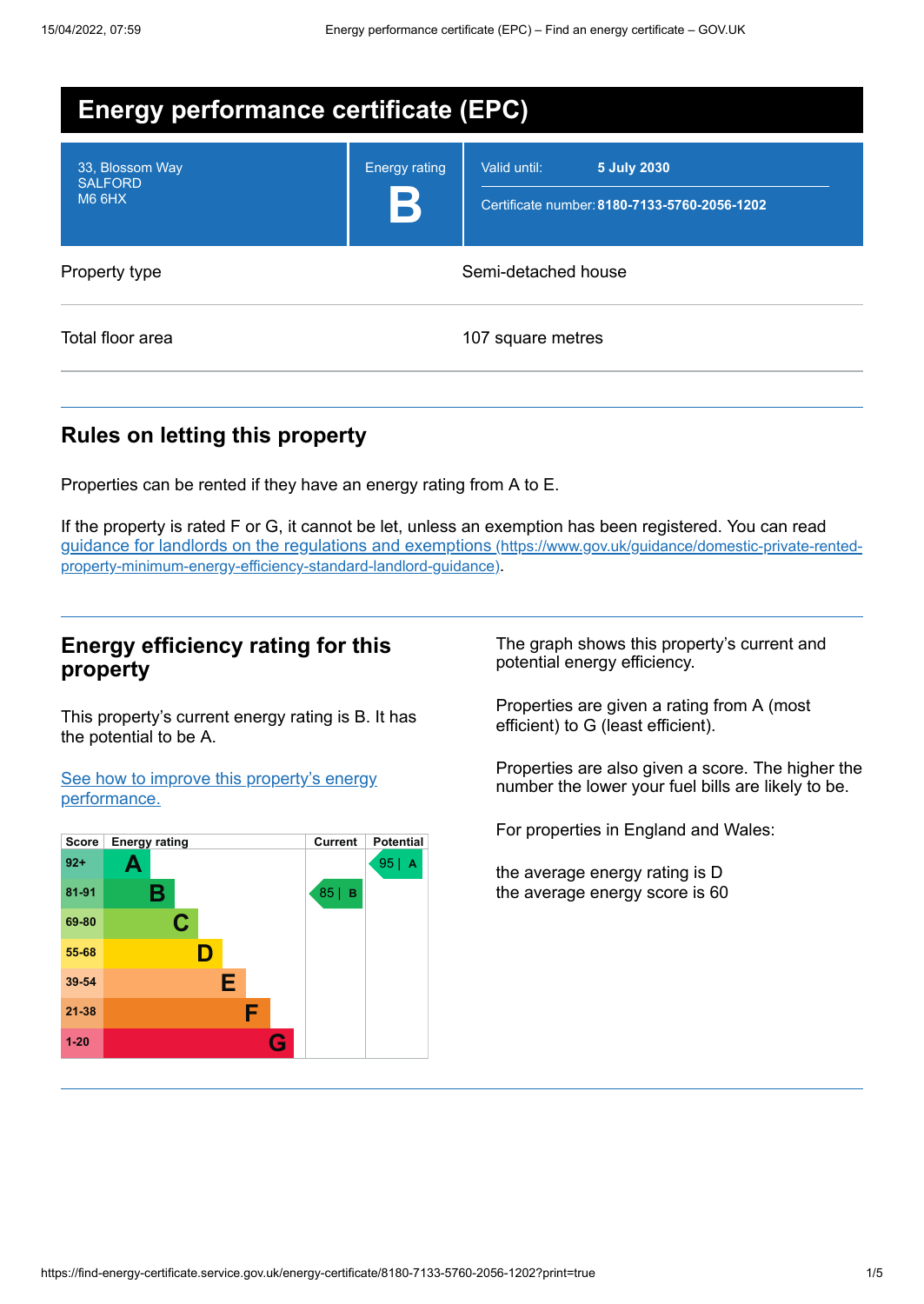# Energy performance certificate (EPC)

| | |
|---|---|
| 33, Blossom Way<br>SALFORD<br>M6 6HX | Energy rating<br>**B** |
| Valid until: | **5 July 2030** |
| Certificate number: | **8180-7133-5760-2056-1202** |

| | |
|---|---|
| Property type | Semi-detached house |
| Total floor area | 107 square metres |

## Rules on letting this property

Properties can be rented if they have an energy rating from A to E.

If the property is rated F or G, it cannot be let, unless an exemption has been registered. You can read [guidance for landlords on the regulations and exemptions (https://www.gov.uk/guidance/domestic-private-rented-property-minimum-energy-efficiency-standard-landlord-guidance)](https://www.gov.uk/guidance/domestic-private-rented-property-minimum-energy-efficiency-standard-landlord-guidance).

## Energy efficiency rating for this property

This property's current energy rating is B. It has the potential to be A.

[See how to improve this property's energy performance.]()

| Score | Energy rating | Current | Potential |
|---|---|---|---|
| 92+ | A | | 95 \| A |
| 81-91 | B | 85 \| B | |
| 69-80 | C | | |
| 55-68 | D | | |
| 39-54 | E | | |
| 21-38 | F | | |
| 1-20 | G | | |

The graph shows this property's current and potential energy efficiency.

Properties are given a rating from A (most efficient) to G (least efficient).

Properties are also given a score. The higher the number the lower your fuel bills are likely to be.

For properties in England and Wales:

the average energy rating is D
the average energy score is 60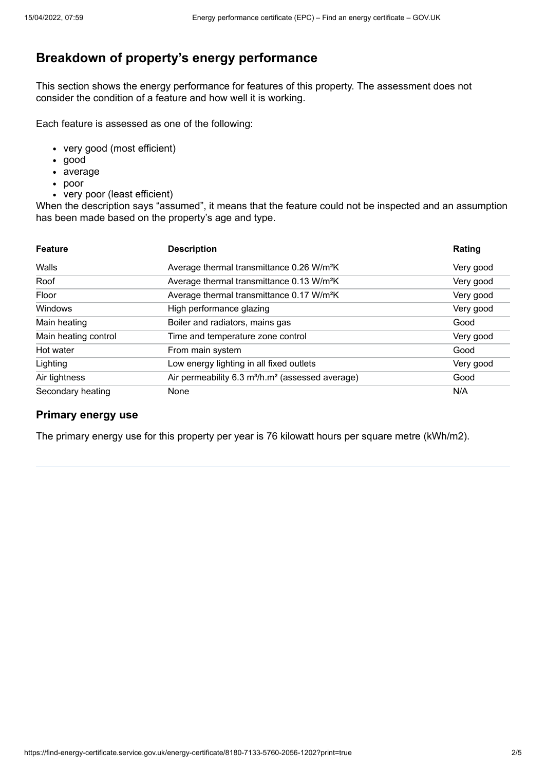## Breakdown of property's energy performance

This section shows the energy performance for features of this property. The assessment does not consider the condition of a feature and how well it is working.

Each feature is assessed as one of the following:

- very good (most efficient)
- good
- average
- poor
- very poor (least efficient)

When the description says "assumed", it means that the feature could not be inspected and an assumption has been made based on the property's age and type.

| Feature | Description | Rating |
|---|---|---|
| Walls | Average thermal transmittance 0.26 $W/m^2K$ | Very good |
| Roof | Average thermal transmittance 0.13 $W/m^2K$ | Very good |
| Floor | Average thermal transmittance 0.17 $W/m^2K$ | Very good |
| Windows | High performance glazing | Very good |
| Main heating | Boiler and radiators, mains gas | Good |
| Main heating control | Time and temperature zone control | Very good |
| Hot water | From main system | Good |
| Lighting | Low energy lighting in all fixed outlets | Very good |
| Air tightness | Air permeability 6.3 $m^3/h.m^2$ (assessed average) | Good |
| Secondary heating | None | N/A |

### Primary energy use

The primary energy use for this property per year is 76 kilowatt hours per square metre (kWh/m2).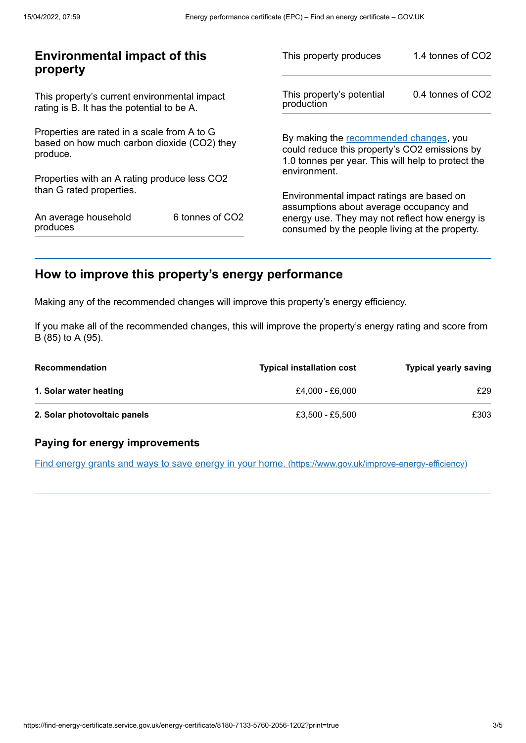## Environmental impact of this property

This property's current environmental impact rating is B. It has the potential to be A.

Properties are rated in a scale from A to G based on how much carbon dioxide ($CO_2$) they produce.

Properties with an A rating produce less $CO_2$ than G rated properties.

| | |
|---|---|
| An average household produces | 6 tonnes of $CO_2$ |
| This property produces | 1.4 tonnes of $CO_2$ |
| This property's potential production | 0.4 tonnes of $CO_2$ |

By making the recommended changes, you could reduce this property's $CO_2$ emissions by 1.0 tonnes per year. This will help to protect the environment.

Environmental impact ratings are based on assumptions about average occupancy and energy use. They may not reflect how energy is consumed by the people living at the property.

## How to improve this property's energy performance

Making any of the recommended changes will improve this property's energy efficiency.

If you make all of the recommended changes, this will improve the property's energy rating and score from B (85) to A (95).

| Recommendation | Typical installation cost | Typical yearly saving |
|---|---|---|
| **1. Solar water heating** | £4,000 - £6,000 | £29 |
| **2. Solar photovoltaic panels** | £3,500 - £5,500 | £303 |

### Paying for energy improvements

[Find energy grants and ways to save energy in your home. (https://www.gov.uk/improve-energy-efficiency)](https://www.gov.uk/improve-energy-efficiency)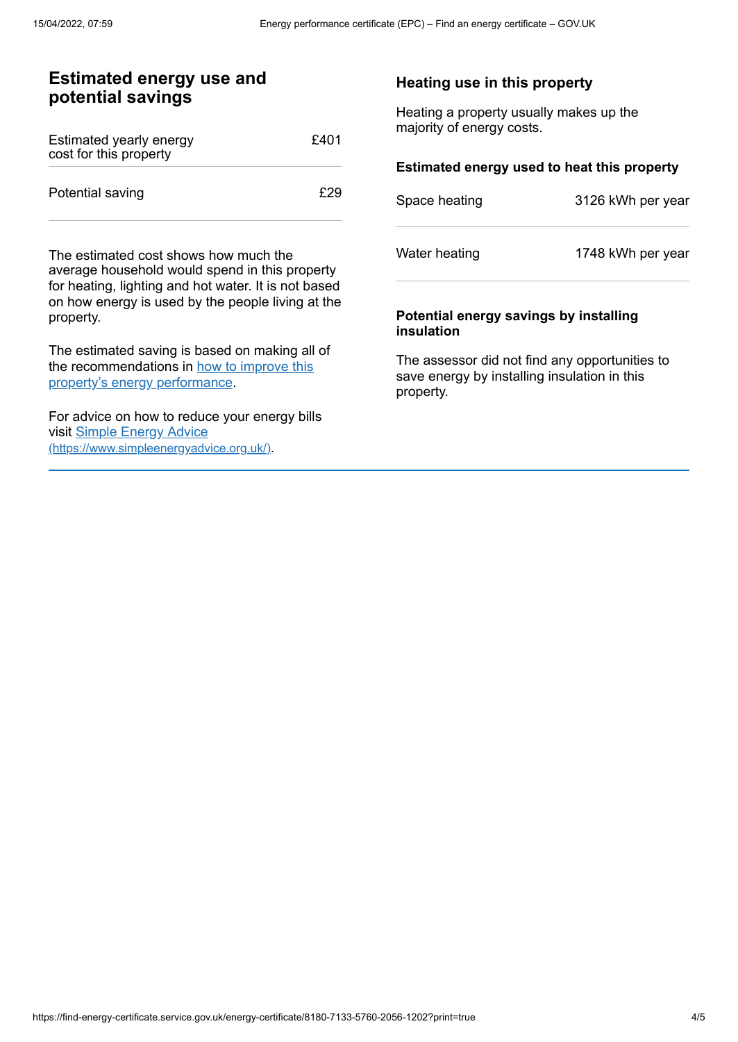## Estimated energy use and potential savings

| | |
|---|---|
| Estimated yearly energy cost for this property | £401 |
| Potential saving | £29 |

The estimated cost shows how much the average household would spend in this property for heating, lighting and hot water. It is not based on how energy is used by the people living at the property.

The estimated saving is based on making all of the recommendations in [how to improve this property's energy performance].

For advice on how to reduce your energy bills visit [Simple Energy Advice (https://www.simpleenergyadvice.org.uk/)].

## Heating use in this property

Heating a property usually makes up the majority of energy costs.

### Estimated energy used to heat this property

| | |
|---|---|
| Space heating | 3126 kWh per year |
| Water heating | 1748 kWh per year |

### Potential energy savings by installing insulation

The assessor did not find any opportunities to save energy by installing insulation in this property.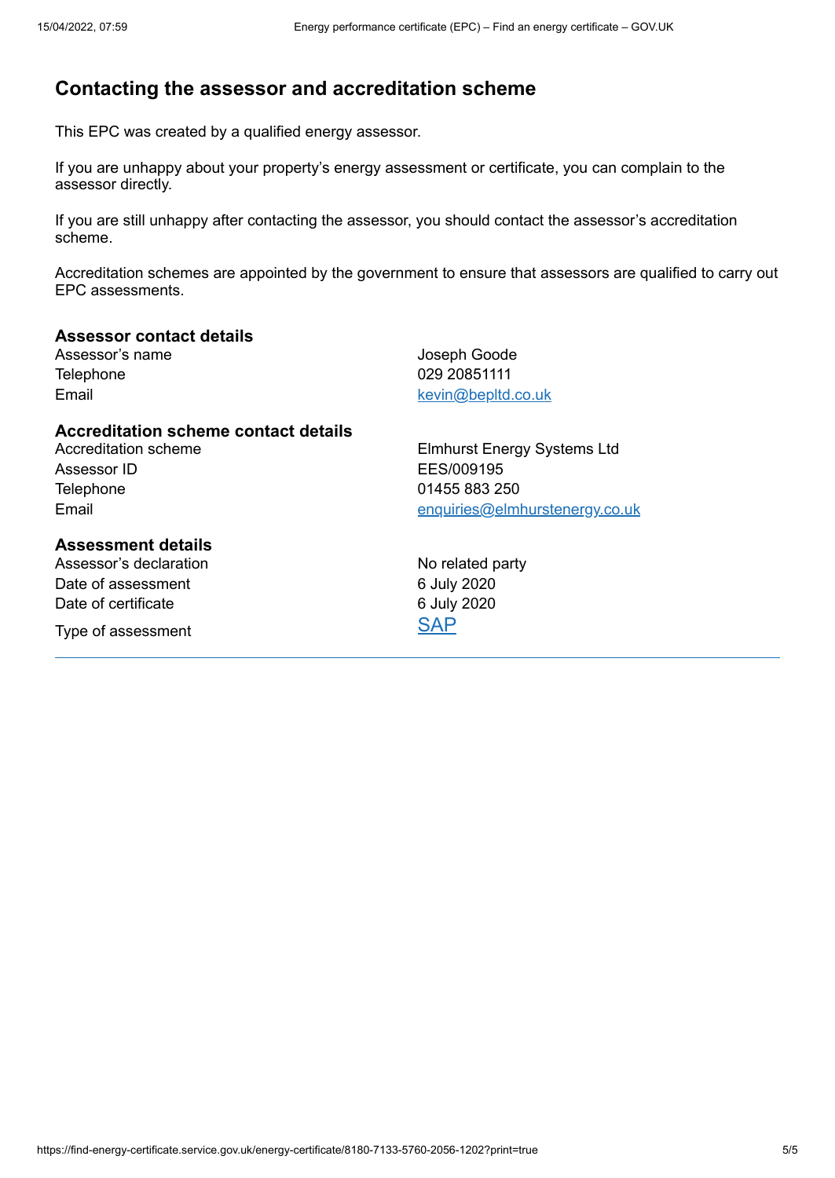## Contacting the assessor and accreditation scheme

This EPC was created by a qualified energy assessor.

If you are unhappy about your property's energy assessment or certificate, you can complain to the assessor directly.

If you are still unhappy after contacting the assessor, you should contact the assessor's accreditation scheme.

Accreditation schemes are appointed by the government to ensure that assessors are qualified to carry out EPC assessments.

### Assessor contact details

| | |
|---|---|
| Assessor's name | Joseph Goode |
| Telephone | 029 20851111 |
| Email | kevin@bepltd.co.uk |

### Accreditation scheme contact details

| | |
|---|---|
| Accreditation scheme | Elmhurst Energy Systems Ltd |
| Assessor ID | EES/009195 |
| Telephone | 01455 883 250 |
| Email | enquiries@elmhurstenergy.co.uk |

### Assessment details

| | |
|---|---|
| Assessor's declaration | No related party |
| Date of assessment | 6 July 2020 |
| Date of certificate | 6 July 2020 |
| Type of assessment | SAP |